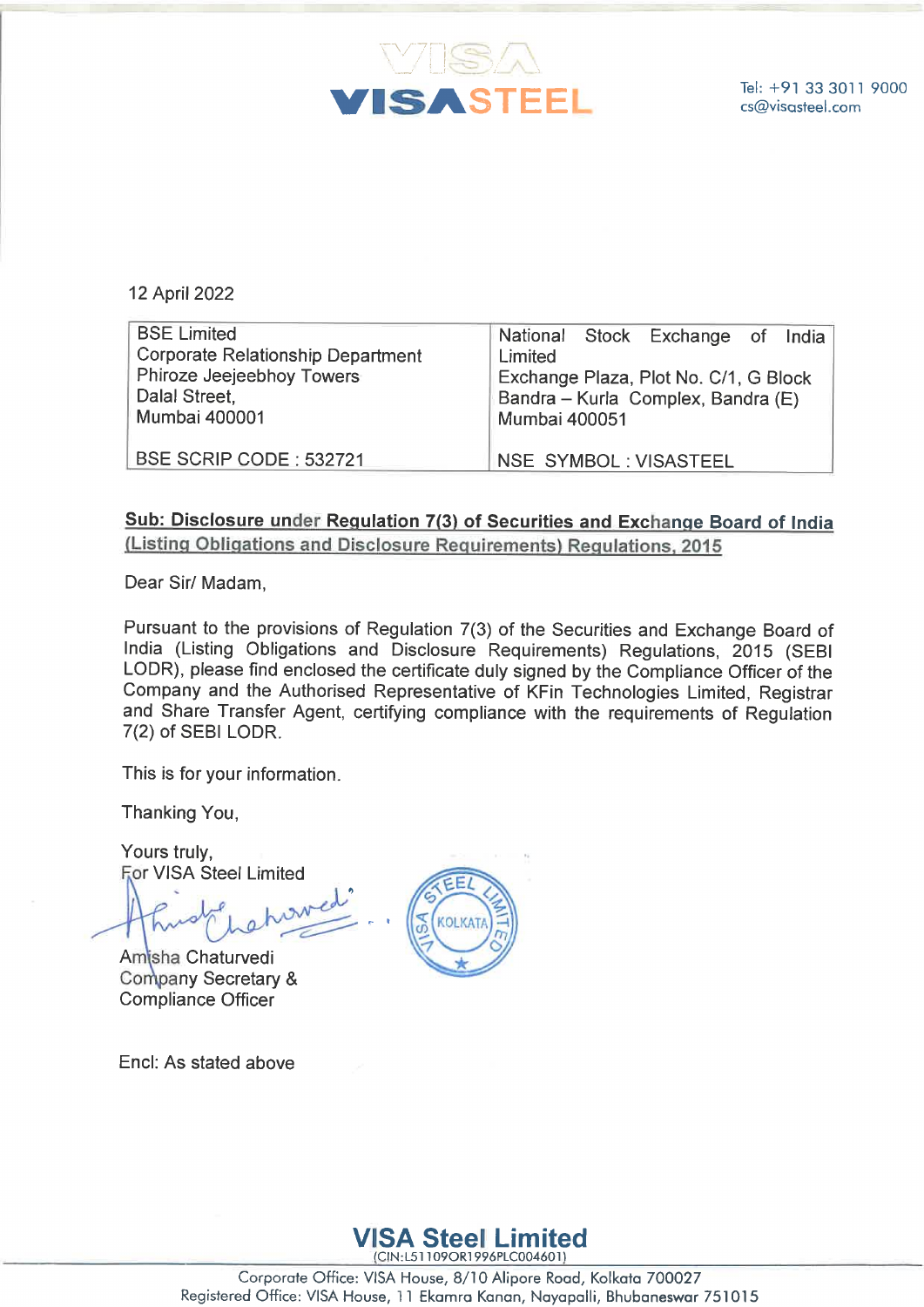VISA STEEL

Tel: +91 33 3011 9000
cs@visasteel.com

12 April 2022

| BSE Limited<br>Corporate Relationship Department<br>Phiroze Jeejeebhoy Towers<br>Dalal Street,<br>Mumbai 400001 | National Stock Exchange of India Limited<br>Exchange Plaza, Plot No. C/1, G Block<br>Bandra – Kurla Complex, Bandra (E)<br>Mumbai 400051 |
|---|---|
| BSE SCRIP CODE : 532721 | NSE SYMBOL : VISASTEEL |

**Sub: Disclosure under Regulation 7(3) of Securities and Exchange Board of India (Listing Obligations and Disclosure Requirements) Regulations, 2015**

Dear Sir/ Madam,

Pursuant to the provisions of Regulation 7(3) of the Securities and Exchange Board of India (Listing Obligations and Disclosure Requirements) Regulations, 2015 (SEBI LODR), please find enclosed the certificate duly signed by the Compliance Officer of the Company and the Authorised Representative of KFin Technologies Limited, Registrar and Share Transfer Agent, certifying compliance with the requirements of Regulation 7(2) of SEBI LODR.

This is for your information.

Thanking You,

Yours truly,
For VISA Steel Limited

Amisha Chaturvedi
Company Secretary &
Compliance Officer

Encl: As stated above

**VISA Steel Limited**
(CIN:L51109OR1996PLC004601)
Corporate Office: VISA House, 8/10 Alipore Road, Kolkata 700027
Registered Office: VISA House, 11 Ekamra Kanan, Nayapalli, Bhubaneswar 751015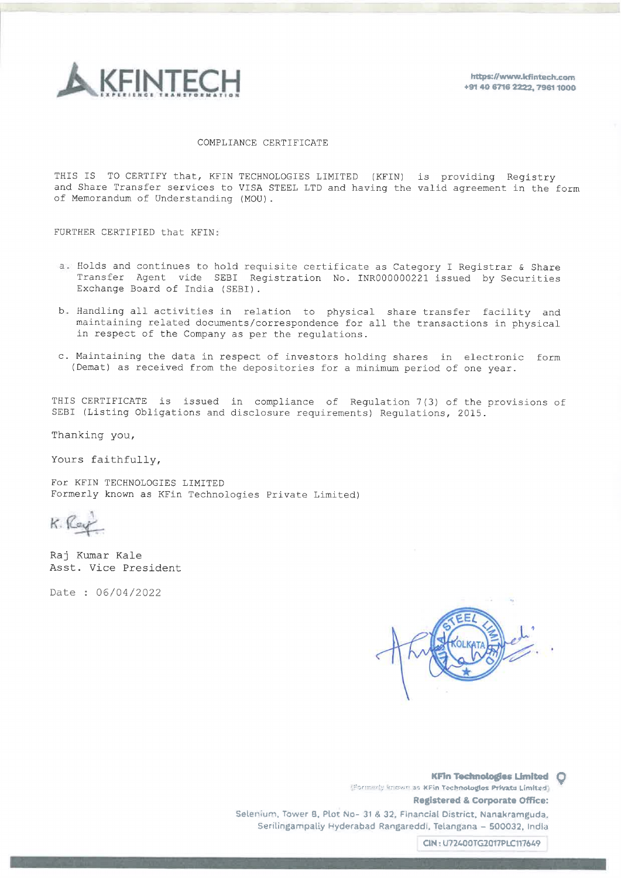KFINTECH

https://www.kfintech.com
+91 40 6716 2222, 7961 1000

## COMPLIANCE CERTIFICATE

THIS IS TO CERTIFY that, KFIN TECHNOLOGIES LIMITED (KFIN) is providing Registry and Share Transfer services to VISA STEEL LTD and having the valid agreement in the form of Memorandum of Understanding (MOU).

FURTHER CERTIFIED that KFIN:

a. Holds and continues to hold requisite certificate as Category I Registrar & Share Transfer Agent vide SEBI Registration No. INR000000221 issued by Securities Exchange Board of India (SEBI).

b. Handling all activities in relation to physical share transfer facility and maintaining related documents/correspondence for all the transactions in physical in respect of the Company as per the regulations.

c. Maintaining the data in respect of investors holding shares in electronic form (Demat) as received from the depositories for a minimum period of one year.

THIS CERTIFICATE is issued in compliance of Regulation 7(3) of the provisions of SEBI (Listing Obligations and disclosure requirements) Regulations, 2015.

Thanking you,

Yours faithfully,

For KFIN TECHNOLOGIES LIMITED
Formerly known as KFin Technologies Private Limited)

Raj Kumar Kale
Asst. Vice President

Date : 06/04/2022

VISA STEEL LIMITED KOLKATA

**KFin Technologies Limited**
(Formerly known as KFin Technologies Private Limited)
**Registered & Corporate Office:**
Selenium, Tower B, Plot No- 31 & 32, Financial District, Nanakramguda, Serilingampally Hyderabad Rangareddi, Telangana – 500032, India
CIN : U72400TG2017PLC117649